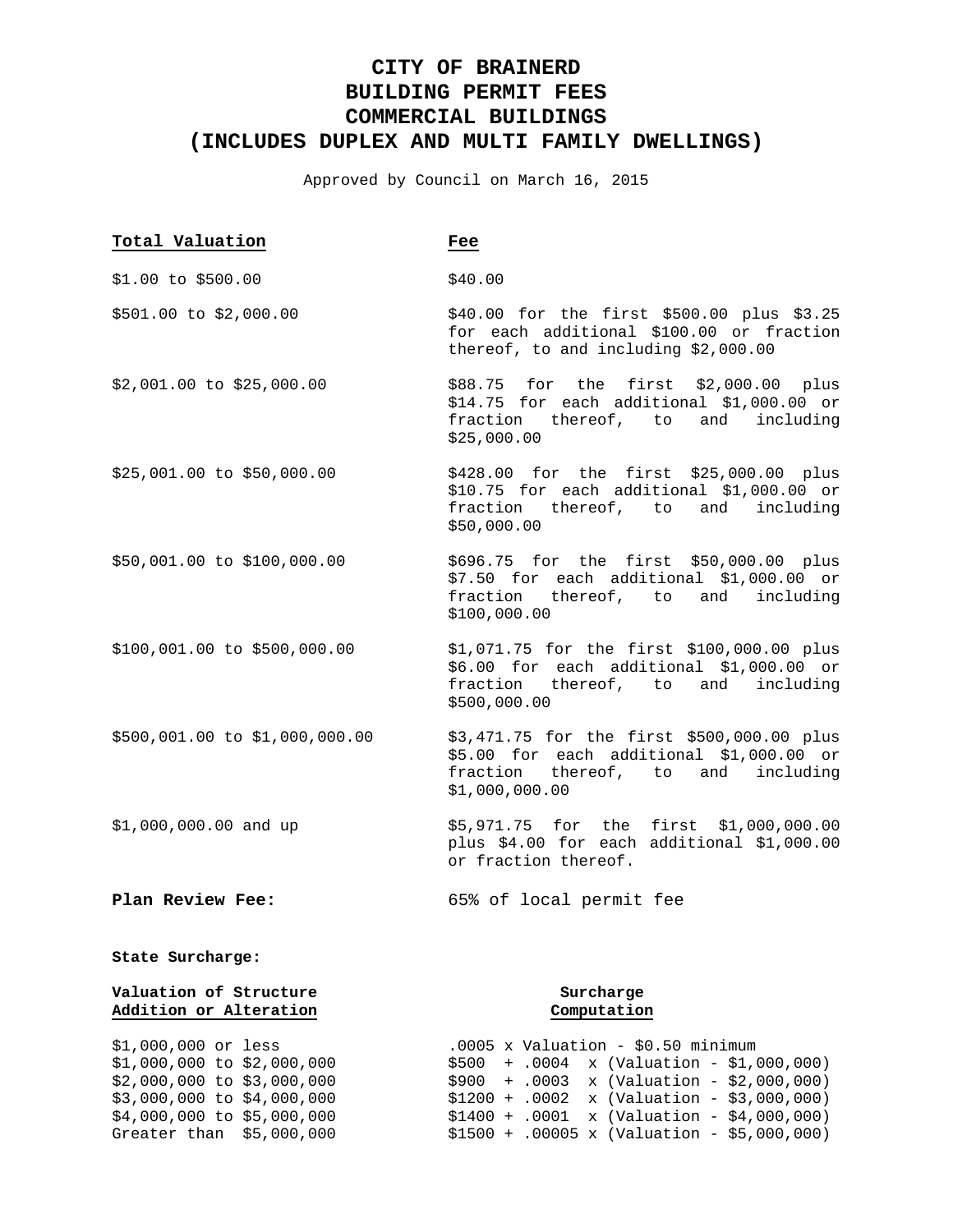# CITY OF BRAINERD
# BUILDING PERMIT FEES
# COMMERCIAL BUILDINGS
# (INCLUDES DUPLEX AND MULTI FAMILY DWELLINGS)

Approved by Council on March 16, 2015

| Total Valuation | Fee |
|---|---|
| $1.00 to $500.00 | $40.00 |
| $501.00 to $2,000.00 | $40.00 for the first $500.00 plus $3.25 for each additional $100.00 or fraction thereof, to and including $2,000.00 |
| $2,001.00 to $25,000.00 | $88.75 for the first $2,000.00 plus $14.75 for each additional $1,000.00 or fraction thereof, to and including $25,000.00 |
| $25,001.00 to $50,000.00 | $428.00 for the first $25,000.00 plus $10.75 for each additional $1,000.00 or fraction thereof, to and including $50,000.00 |
| $50,001.00 to $100,000.00 | $696.75 for the first $50,000.00 plus $7.50 for each additional $1,000.00 or fraction thereof, to and including $100,000.00 |
| $100,001.00 to $500,000.00 | $1,071.75 for the first $100,000.00 plus $6.00 for each additional $1,000.00 or fraction thereof, to and including $500,000.00 |
| $500,001.00 to $1,000,000.00 | $3,471.75 for the first $500,000.00 plus $5.00 for each additional $1,000.00 or fraction thereof, to and including $1,000,000.00 |
| $1,000,000.00 and up | $5,971.75 for the first $1,000,000.00 plus $4.00 for each additional $1,000.00 or fraction thereof. |

**Plan Review Fee:** 65% of local permit fee

**State Surcharge:**

| Valuation of Structure Addition or Alteration | Surcharge Computation |
|---|---|
| $1,000,000 or less | .0005 x Valuation - $0.50 minimum |
| $1,000,000 to $2,000,000 | $500 + .0004 x (Valuation - $1,000,000) |
| $2,000,000 to $3,000,000 | $900 + .0003 x (Valuation - $2,000,000) |
| $3,000,000 to $4,000,000 | $1200 + .0002 x (Valuation - $3,000,000) |
| $4,000,000 to $5,000,000 | $1400 + .0001 x (Valuation - $4,000,000) |
| Greater than $5,000,000 | $1500 + .00005 x (Valuation - $5,000,000) |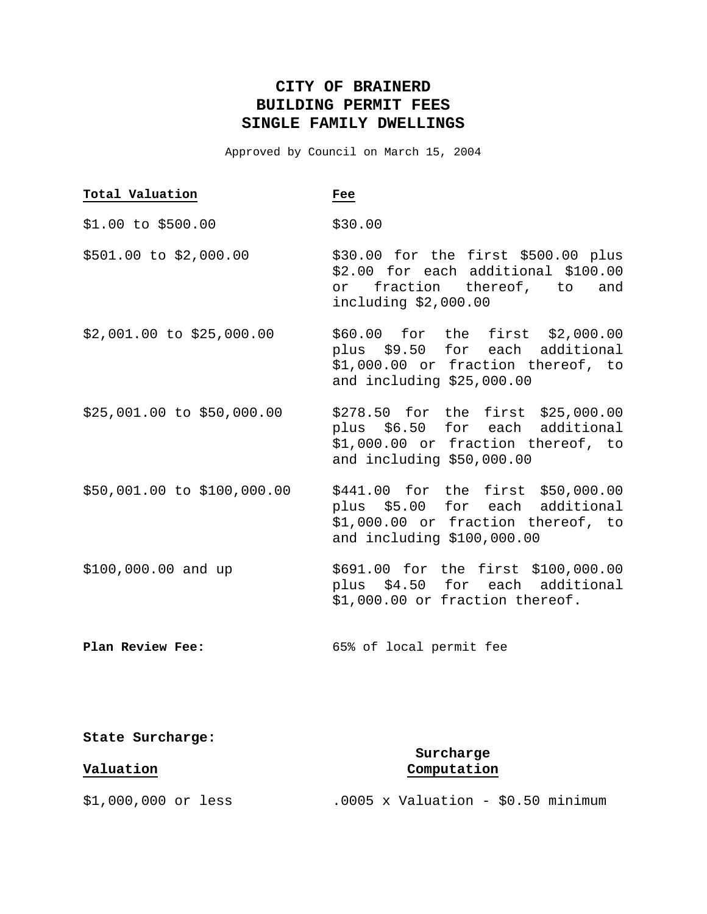# CITY OF BRAINERD
# BUILDING PERMIT FEES
# SINGLE FAMILY DWELLINGS

Approved by Council on March 15, 2004

| Total Valuation | Fee |
|---|---|
| $1.00 to $500.00 | $30.00 |
| $501.00 to $2,000.00 | $30.00 for the first $500.00 plus $2.00 for each additional $100.00 or fraction thereof, to and including $2,000.00 |
| $2,001.00 to $25,000.00 | $60.00 for the first $2,000.00 plus $9.50 for each additional $1,000.00 or fraction thereof, to and including $25,000.00 |
| $25,001.00 to $50,000.00 | $278.50 for the first $25,000.00 plus $6.50 for each additional $1,000.00 or fraction thereof, to and including $50,000.00 |
| $50,001.00 to $100,000.00 | $441.00 for the first $50,000.00 plus $5.00 for each additional $1,000.00 or fraction thereof, to and including $100,000.00 |
| $100,000.00 and up | $691.00 for the first $100,000.00 plus $4.50 for each additional $1,000.00 or fraction thereof. |

**Plan Review Fee:** 65% of local permit fee

**State Surcharge:**

| Valuation | Surcharge Computation |
|---|---|
| $1,000,000 or less | .0005 x Valuation - $0.50 minimum |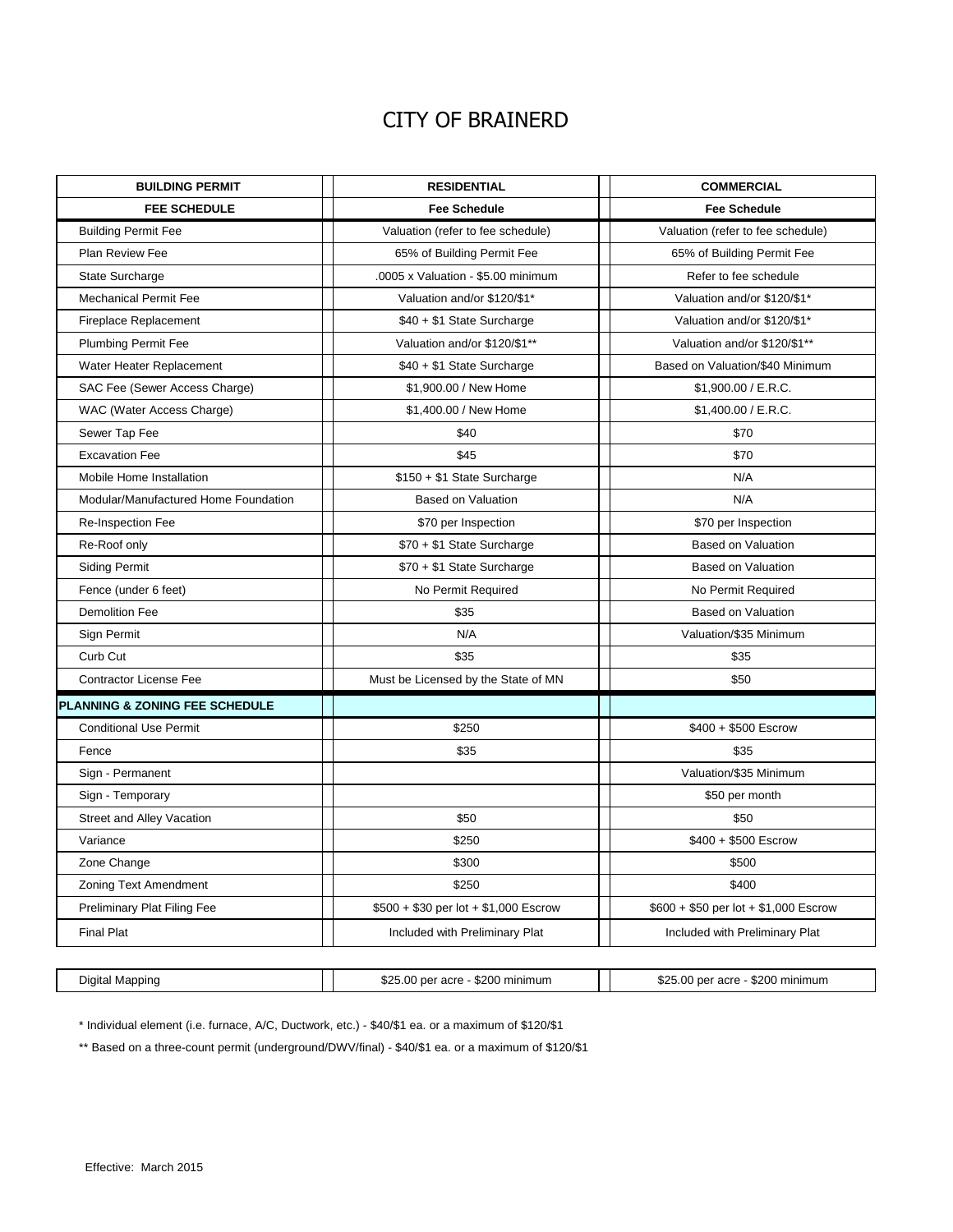# CITY OF BRAINERD

| BUILDING PERMIT FEE SCHEDULE | RESIDENTIAL Fee Schedule | COMMERCIAL Fee Schedule |
|---|---|---|
| Building Permit Fee | Valuation (refer to fee schedule) | Valuation (refer to fee schedule) |
| Plan Review Fee | 65% of Building Permit Fee | 65% of Building Permit Fee |
| State Surcharge | .0005 x Valuation - $5.00 minimum | Refer to fee schedule |
| Mechanical Permit Fee | Valuation and/or $120/$1* | Valuation and/or $120/$1* |
| Fireplace Replacement | $40 + $1 State Surcharge | Valuation and/or $120/$1* |
| Plumbing Permit Fee | Valuation and/or $120/$1** | Valuation and/or $120/$1** |
| Water Heater Replacement | $40 + $1 State Surcharge | Based on Valuation/$40 Minimum |
| SAC Fee (Sewer Access Charge) | $1,900.00 / New Home | $1,900.00 / E.R.C. |
| WAC (Water Access Charge) | $1,400.00 / New Home | $1,400.00 / E.R.C. |
| Sewer Tap Fee | $40 | $70 |
| Excavation Fee | $45 | $70 |
| Mobile Home Installation | $150 + $1 State Surcharge | N/A |
| Modular/Manufactured Home Foundation | Based on Valuation | N/A |
| Re-Inspection Fee | $70 per Inspection | $70 per Inspection |
| Re-Roof only | $70 + $1 State Surcharge | Based on Valuation |
| Siding Permit | $70 + $1 State Surcharge | Based on Valuation |
| Fence (under 6 feet) | No Permit Required | No Permit Required |
| Demolition Fee | $35 | Based on Valuation |
| Sign Permit | N/A | Valuation/$35 Minimum |
| Curb Cut | $35 | $35 |
| Contractor License Fee | Must be Licensed by the State of MN | $50 |
| **PLANNING & ZONING FEE SCHEDULE** | | |
| Conditional Use Permit | $250 | $400 + $500 Escrow |
| Fence | $35 | $35 |
| Sign - Permanent | | Valuation/$35 Minimum |
| Sign - Temporary | | $50 per month |
| Street and Alley Vacation | $50 | $50 |
| Variance | $250 | $400 + $500 Escrow |
| Zone Change | $300 | $500 |
| Zoning Text Amendment | $250 | $400 |
| Preliminary Plat Filing Fee | $500 + $30 per lot + $1,000 Escrow | $600 + $50 per lot + $1,000 Escrow |
| Final Plat | Included with Preliminary Plat | Included with Preliminary Plat |

| | | |
|---|---|---|
| Digital Mapping | $25.00 per acre - $200 minimum | $25.00 per acre - $200 minimum |

* Individual element (i.e. furnace, A/C, Ductwork, etc.) - $40/$1 ea. or a maximum of $120/$1

** Based on a three-count permit (underground/DWV/final) - $40/$1 ea. or a maximum of $120/$1

Effective: March 2015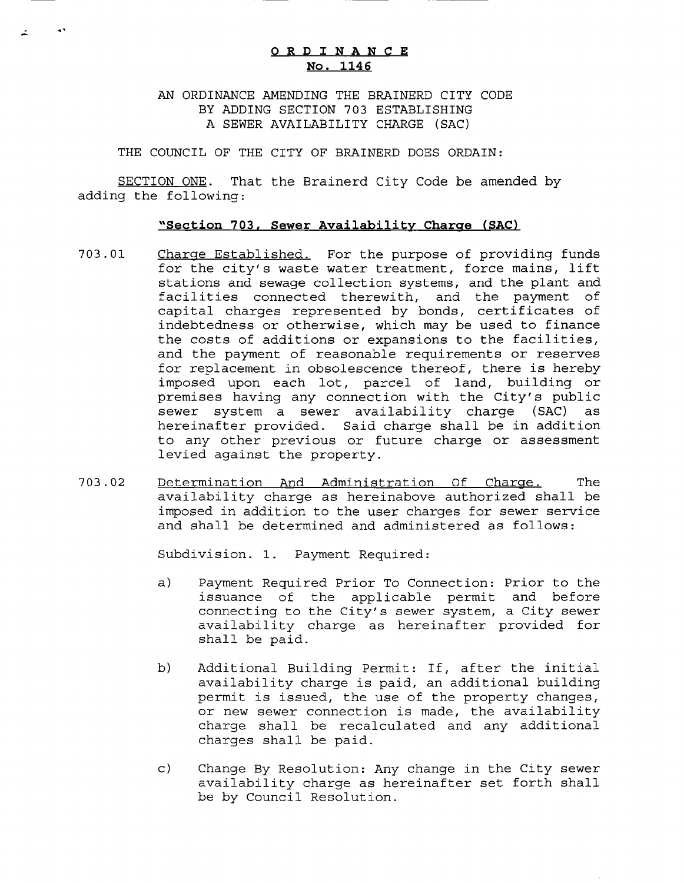# ORDINANCE
## No. 1146

AN ORDINANCE AMENDING THE BRAINERD CITY CODE BY ADDING SECTION 703 ESTABLISHING A SEWER AVAILABILITY CHARGE (SAC)

THE COUNCIL OF THE CITY OF BRAINERD DOES ORDAIN:

SECTION ONE. That the Brainerd City Code be amended by adding the following:

**"Section 703, Sewer Availability Charge (SAC)**

703.01 Charge Established. For the purpose of providing funds for the city's waste water treatment, force mains, lift stations and sewage collection systems, and the plant and facilities connected therewith, and the payment of capital charges represented by bonds, certificates of indebtedness or otherwise, which may be used to finance the costs of additions or expansions to the facilities, and the payment of reasonable requirements or reserves for replacement in obsolescence thereof, there is hereby imposed upon each lot, parcel of land, building or premises having any connection with the City's public sewer system a sewer availability charge (SAC) as hereinafter provided. Said charge shall be in addition to any other previous or future charge or assessment levied against the property.

703.02 Determination And Administration Of Charge. The availability charge as hereinabove authorized shall be imposed in addition to the user charges for sewer service and shall be determined and administered as follows:

Subdivision. 1. Payment Required:

a) Payment Required Prior To Connection: Prior to the issuance of the applicable permit and before connecting to the City's sewer system, a City sewer availability charge as hereinafter provided for shall be paid.

b) Additional Building Permit: If, after the initial availability charge is paid, an additional building permit is issued, the use of the property changes, or new sewer connection is made, the availability charge shall be recalculated and any additional charges shall be paid.

c) Change By Resolution: Any change in the City sewer availability charge as hereinafter set forth shall be by Council Resolution.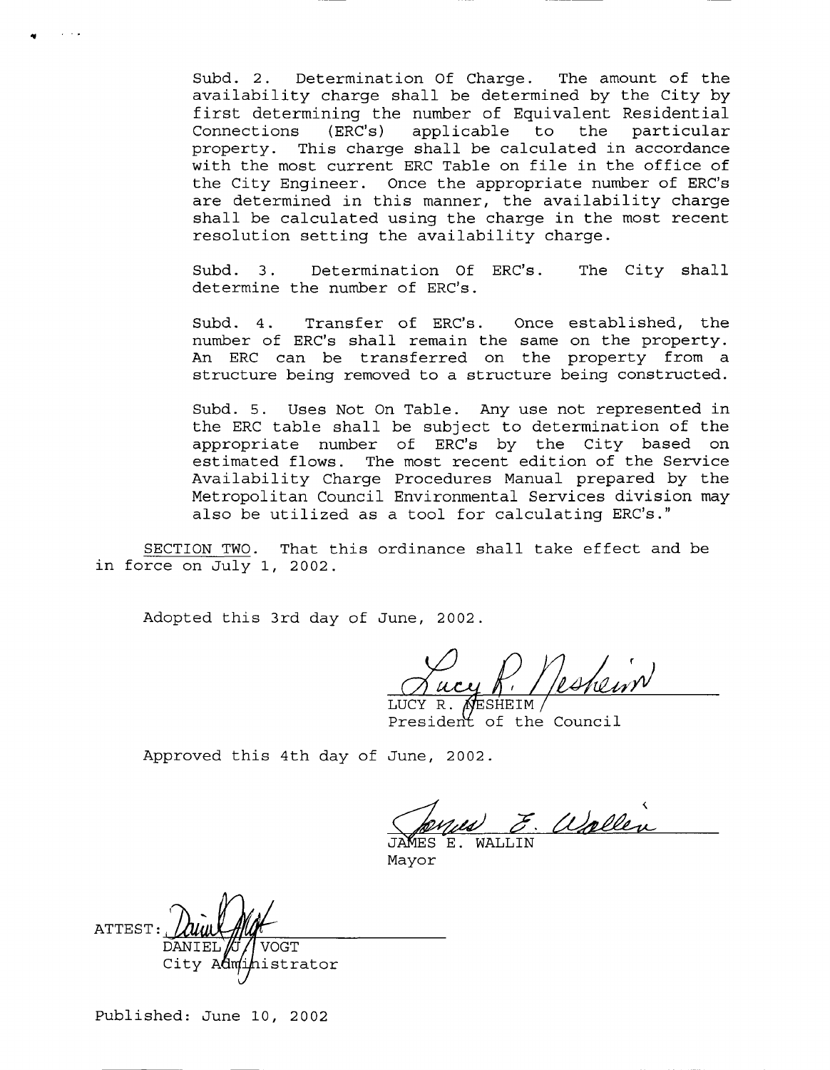Subd. 2. Determination Of Charge. The amount of the availability charge shall be determined by the City by first determining the number of Equivalent Residential Connections (ERC's) applicable to the particular property. This charge shall be calculated in accordance with the most current ERC Table on file in the office of the City Engineer. Once the appropriate number of ERC's are determined in this manner, the availability charge shall be calculated using the charge in the most recent resolution setting the availability charge.

Subd. 3. Determination Of ERC's. The City shall determine the number of ERC's.

Subd. 4. Transfer of ERC's. Once established, the number of ERC's shall remain the same on the property. An ERC can be transferred on the property from a structure being removed to a structure being constructed.

Subd. 5. Uses Not On Table. Any use not represented in the ERC table shall be subject to determination of the appropriate number of ERC's by the City based on estimated flows. The most recent edition of the Service Availability Charge Procedures Manual prepared by the Metropolitan Council Environmental Services division may also be utilized as a tool for calculating ERC's."

SECTION TWO. That this ordinance shall take effect and be in force on July 1, 2002.

Adopted this 3rd day of June, 2002.

LUCY R. NESHEIM
President of the Council

Approved this 4th day of June, 2002.

JAMES E. WALLIN
Mayor

ATTEST:

DANIEL J. VOGT
City Administrator

Published: June 10, 2002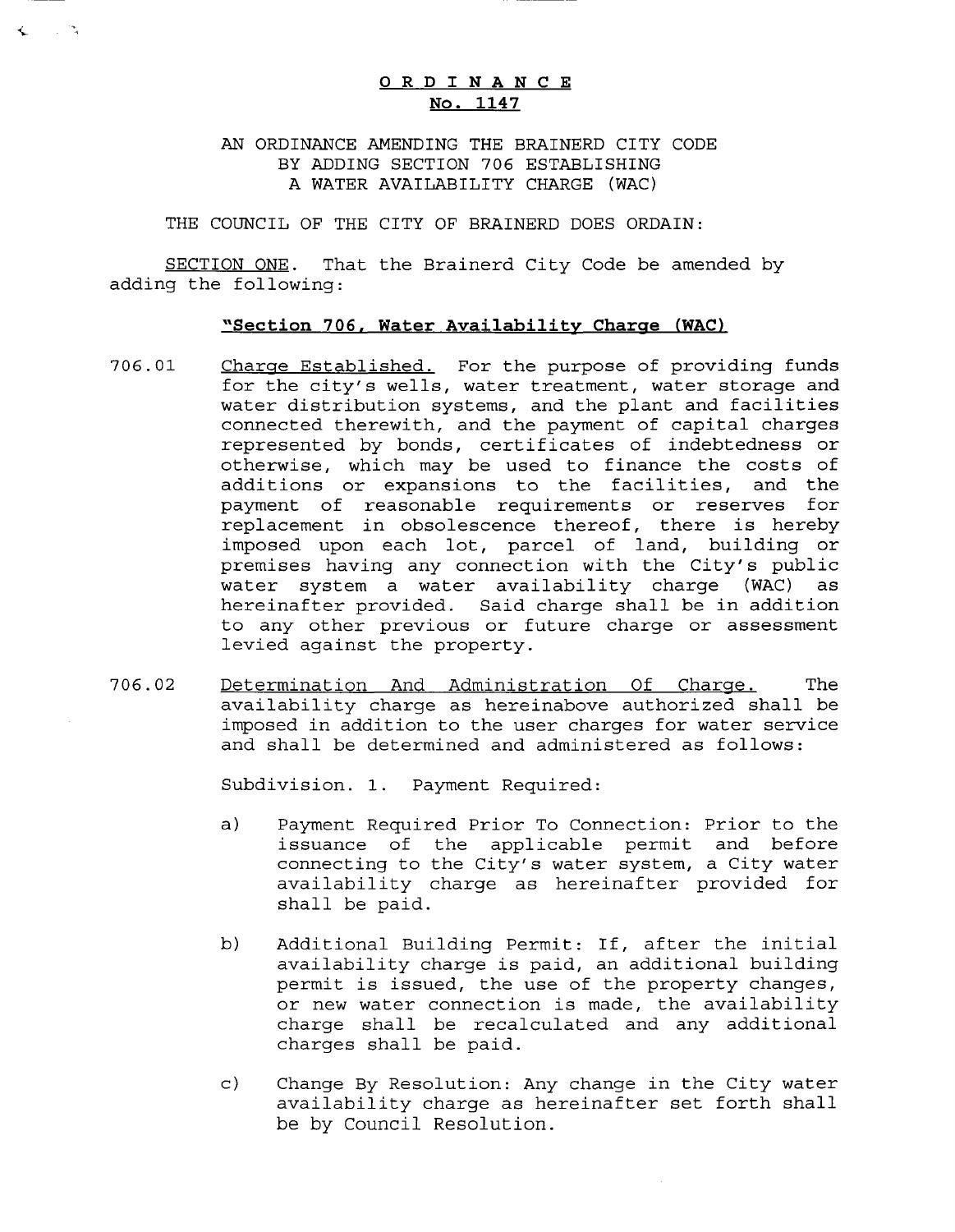# O R D I N A N C E
## No. 1147

AN ORDINANCE AMENDING THE BRAINERD CITY CODE BY ADDING SECTION 706 ESTABLISHING A WATER AVAILABILITY CHARGE (WAC)

THE COUNCIL OF THE CITY OF BRAINERD DOES ORDAIN:

SECTION ONE. That the Brainerd City Code be amended by adding the following:

### "Section 706, Water Availability Charge (WAC)

706.01 Charge Established. For the purpose of providing funds for the city's wells, water treatment, water storage and water distribution systems, and the plant and facilities connected therewith, and the payment of capital charges represented by bonds, certificates of indebtedness or otherwise, which may be used to finance the costs of additions or expansions to the facilities, and the payment of reasonable requirements or reserves for replacement in obsolescence thereof, there is hereby imposed upon each lot, parcel of land, building or premises having any connection with the City's public water system a water availability charge (WAC) as hereinafter provided. Said charge shall be in addition to any other previous or future charge or assessment levied against the property.

706.02 Determination And Administration Of Charge. The availability charge as hereinabove authorized shall be imposed in addition to the user charges for water service and shall be determined and administered as follows:

Subdivision. 1. Payment Required:

a) Payment Required Prior To Connection: Prior to the issuance of the applicable permit and before connecting to the City's water system, a City water availability charge as hereinafter provided for shall be paid.

b) Additional Building Permit: If, after the initial availability charge is paid, an additional building permit is issued, the use of the property changes, or new water connection is made, the availability charge shall be recalculated and any additional charges shall be paid.

c) Change By Resolution: Any change in the City water availability charge as hereinafter set forth shall be by Council Resolution.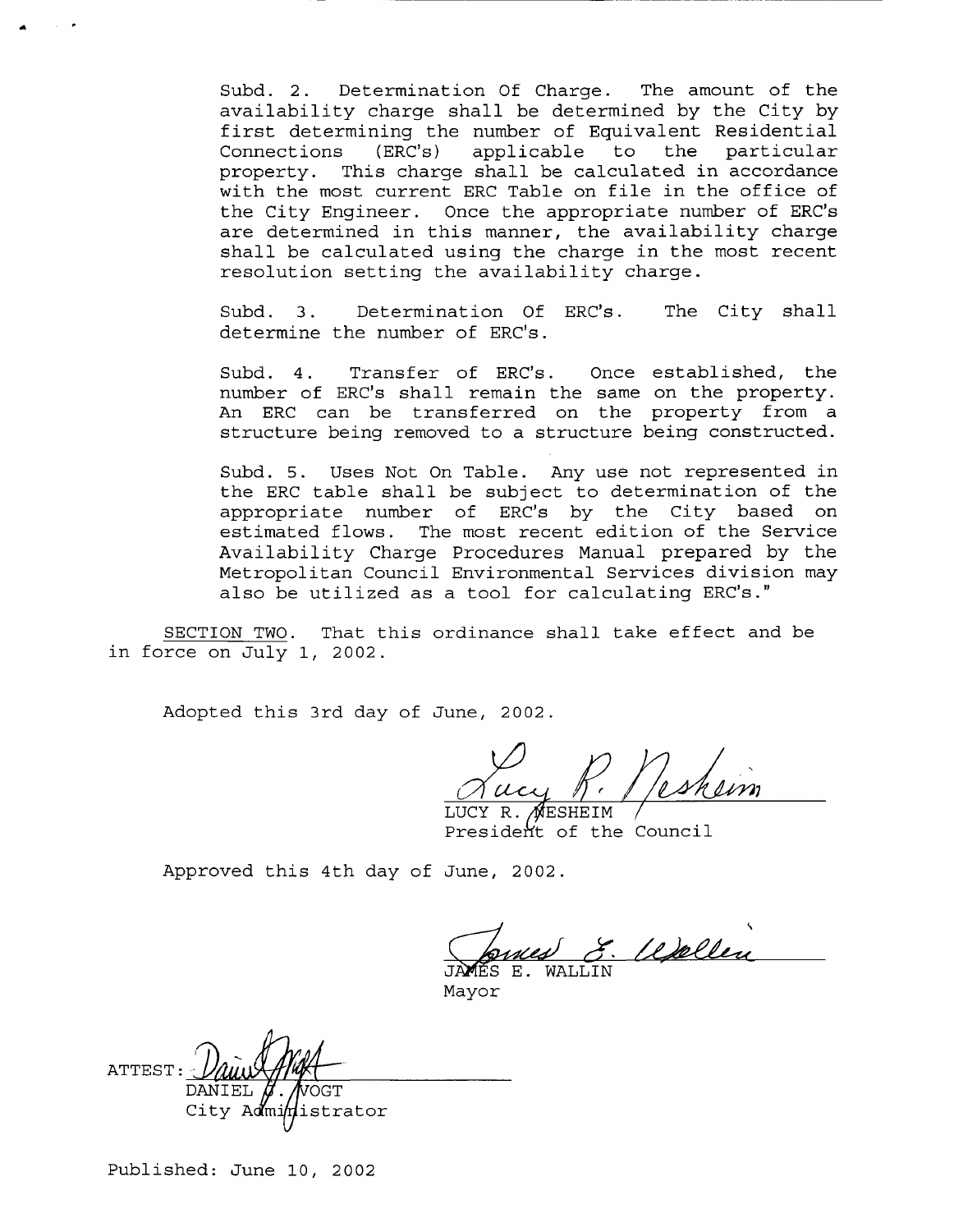Subd. 2. Determination Of Charge. The amount of the availability charge shall be determined by the City by first determining the number of Equivalent Residential Connections (ERC's) applicable to the particular property. This charge shall be calculated in accordance with the most current ERC Table on file in the office of the City Engineer. Once the appropriate number of ERC's are determined in this manner, the availability charge shall be calculated using the charge in the most recent resolution setting the availability charge.

Subd. 3. Determination Of ERC's. The City shall determine the number of ERC's.

Subd. 4. Transfer of ERC's. Once established, the number of ERC's shall remain the same on the property. An ERC can be transferred on the property from a structure being removed to a structure being constructed.

Subd. 5. Uses Not On Table. Any use not represented in the ERC table shall be subject to determination of the appropriate number of ERC's by the City based on estimated flows. The most recent edition of the Service Availability Charge Procedures Manual prepared by the Metropolitan Council Environmental Services division may also be utilized as a tool for calculating ERC's."

SECTION TWO. That this ordinance shall take effect and be in force on July 1, 2002.

Adopted this 3rd day of June, 2002.

*Lucy R. Nesheim*
LUCY R. NESHEIM
President of the Council

Approved this 4th day of June, 2002.

*James E. Wallin*
JAMES E. WALLIN
Mayor

ATTEST: *Daniel J. Vogt*
DANIEL J. VOGT
City Administrator

Published: June 10, 2002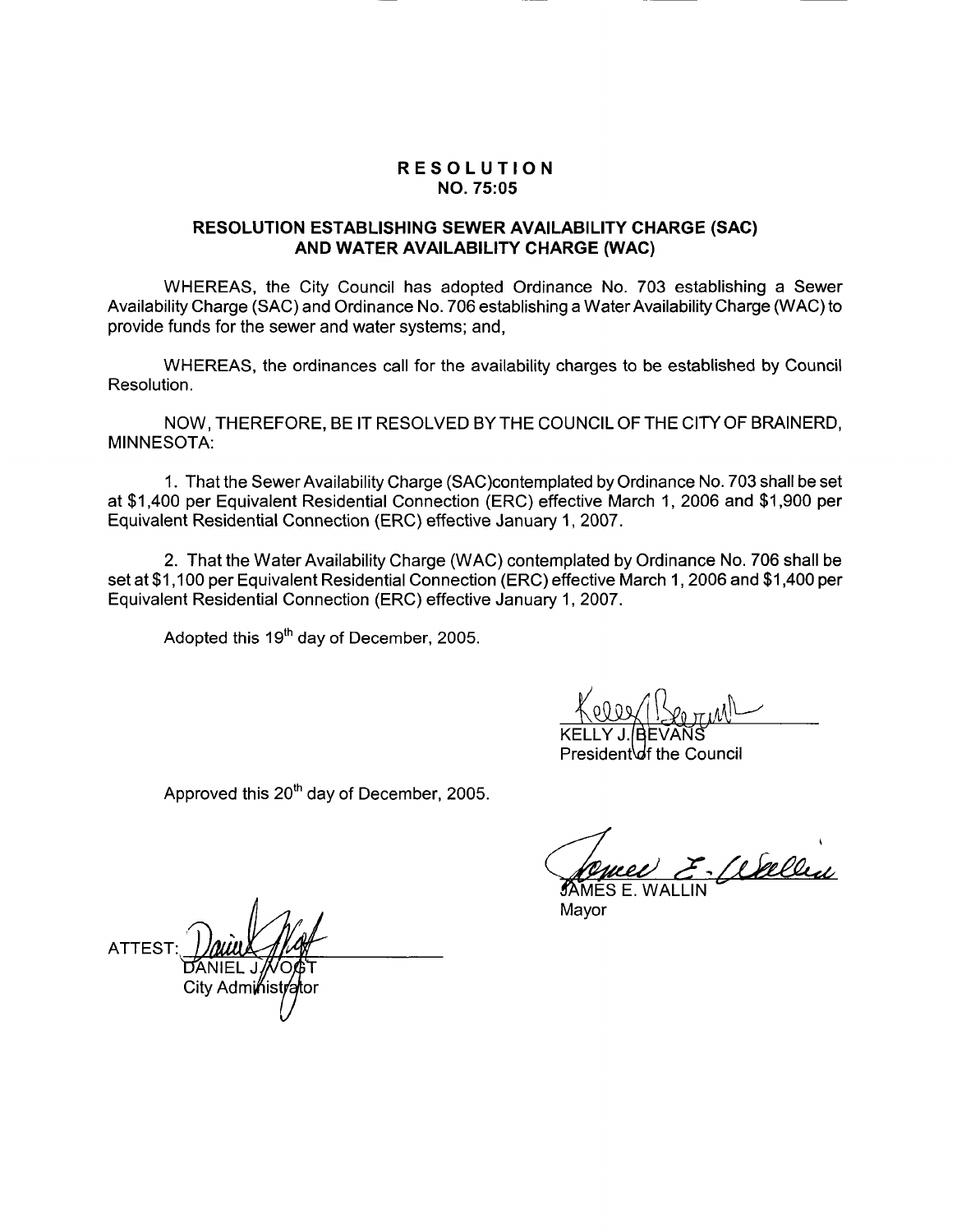# RESOLUTION
## NO. 75:05

## RESOLUTION ESTABLISHING SEWER AVAILABILITY CHARGE (SAC) AND WATER AVAILABILITY CHARGE (WAC)

WHEREAS, the City Council has adopted Ordinance No. 703 establishing a Sewer Availability Charge (SAC) and Ordinance No. 706 establishing a Water Availability Charge (WAC) to provide funds for the sewer and water systems; and,

WHEREAS, the ordinances call for the availability charges to be established by Council Resolution.

NOW, THEREFORE, BE IT RESOLVED BY THE COUNCIL OF THE CITY OF BRAINERD, MINNESOTA:

1. That the Sewer Availability Charge (SAC)contemplated by Ordinance No. 703 shall be set at $1,400 per Equivalent Residential Connection (ERC) effective March 1, 2006 and $1,900 per Equivalent Residential Connection (ERC) effective January 1, 2007.

2. That the Water Availability Charge (WAC) contemplated by Ordinance No. 706 shall be set at $1,100 per Equivalent Residential Connection (ERC) effective March 1, 2006 and $1,400 per Equivalent Residential Connection (ERC) effective January 1, 2007.

Adopted this 19th day of December, 2005.

KELLY J. BEVANS
President of the Council

Approved this 20th day of December, 2005.

JAMES E. WALLIN
Mayor

ATTEST:

DANIEL J. VOGT
City Administrator